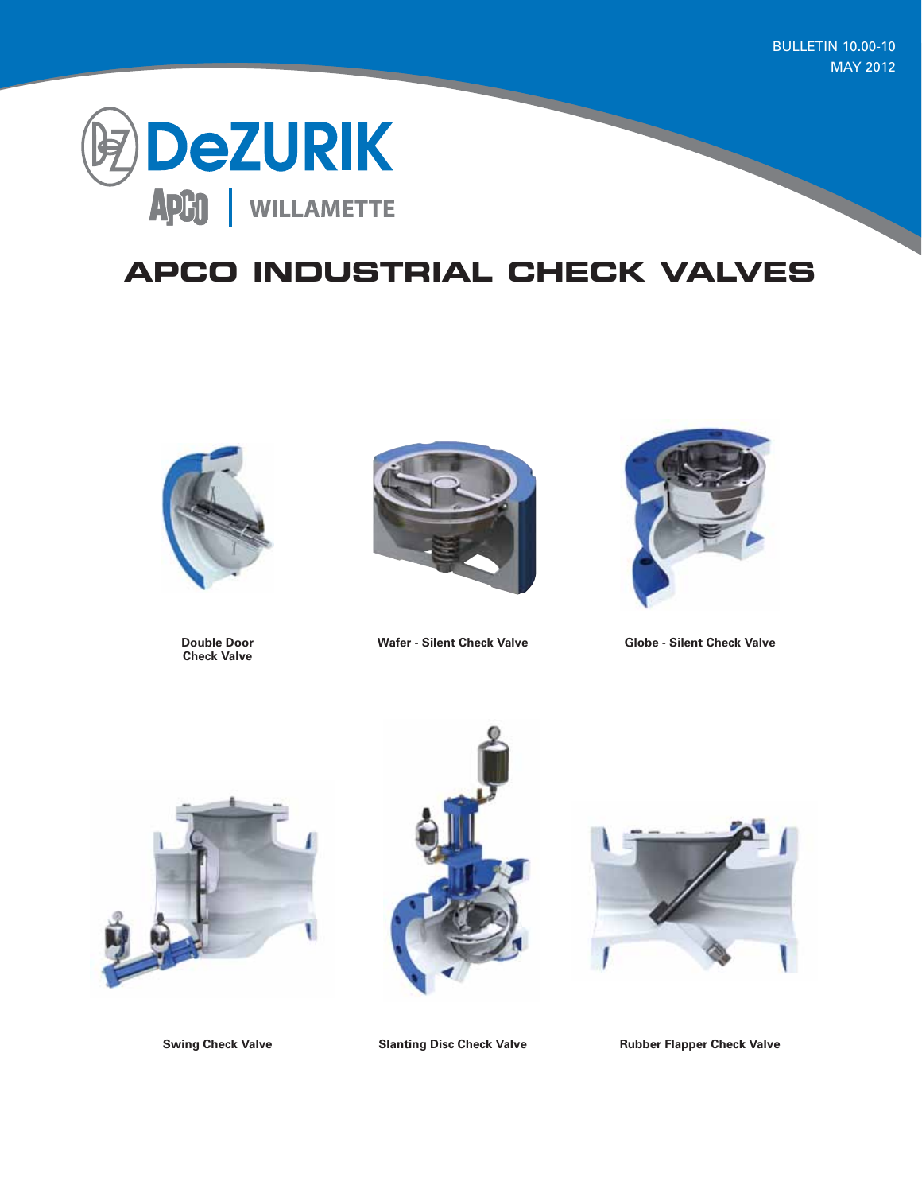BULLETIN 10.00-10
MAY 2012

DeZURIK

APCO | WILLAMETTE

# APCO INDUSTRIAL CHECK VALVES

Double Door Check Valve

Wafer - Silent Check Valve

Globe - Silent Check Valve

Swing Check Valve

Slanting Disc Check Valve

Rubber Flapper Check Valve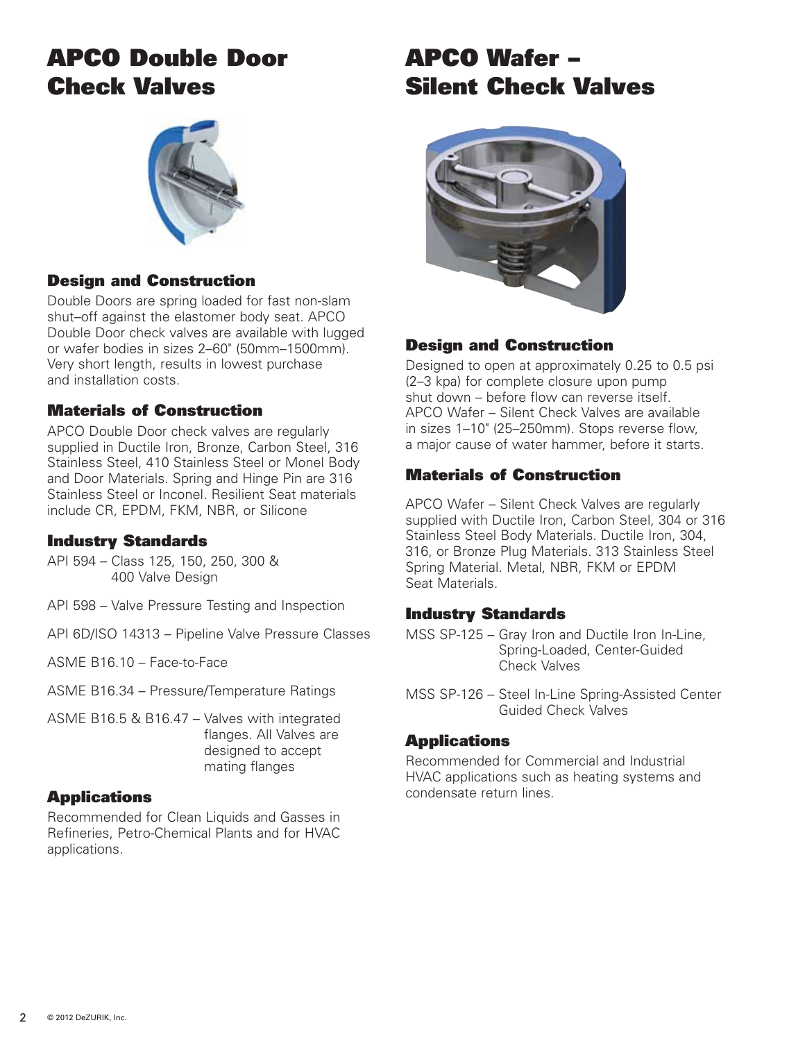# APCO Double Door Check Valves

## Design and Construction

Double Doors are spring loaded for fast non-slam shut–off against the elastomer body seat. APCO Double Door check valves are available with lugged or wafer bodies in sizes 2–60" (50mm–1500mm). Very short length, results in lowest purchase and installation costs.

## Materials of Construction

APCO Double Door check valves are regularly supplied in Ductile Iron, Bronze, Carbon Steel, 316 Stainless Steel, 410 Stainless Steel or Monel Body and Door Materials. Spring and Hinge Pin are 316 Stainless Steel or Inconel. Resilient Seat materials include CR, EPDM, FKM, NBR, or Silicone

## Industry Standards

API 594 – Class 125, 150, 250, 300 & 400 Valve Design

API 598 – Valve Pressure Testing and Inspection

API 6D/ISO 14313 – Pipeline Valve Pressure Classes

ASME B16.10 – Face-to-Face

ASME B16.34 – Pressure/Temperature Ratings

ASME B16.5 & B16.47 – Valves with integrated flanges. All Valves are designed to accept mating flanges

## Applications

Recommended for Clean Liquids and Gasses in Refineries, Petro-Chemical Plants and for HVAC applications.

# APCO Wafer – Silent Check Valves

## Design and Construction

Designed to open at approximately 0.25 to 0.5 psi (2–3 kpa) for complete closure upon pump shut down – before flow can reverse itself. APCO Wafer – Silent Check Valves are available in sizes 1–10" (25–250mm). Stops reverse flow, a major cause of water hammer, before it starts.

## Materials of Construction

APCO Wafer – Silent Check Valves are regularly supplied with Ductile Iron, Carbon Steel, 304 or 316 Stainless Steel Body Materials. Ductile Iron, 304, 316, or Bronze Plug Materials. 313 Stainless Steel Spring Material. Metal, NBR, FKM or EPDM Seat Materials.

## Industry Standards

MSS SP-125 – Gray Iron and Ductile Iron In-Line, Spring-Loaded, Center-Guided Check Valves

MSS SP-126 – Steel In-Line Spring-Assisted Center Guided Check Valves

## Applications

Recommended for Commercial and Industrial HVAC applications such as heating systems and condensate return lines.

© 2012 DeZURIK, Inc.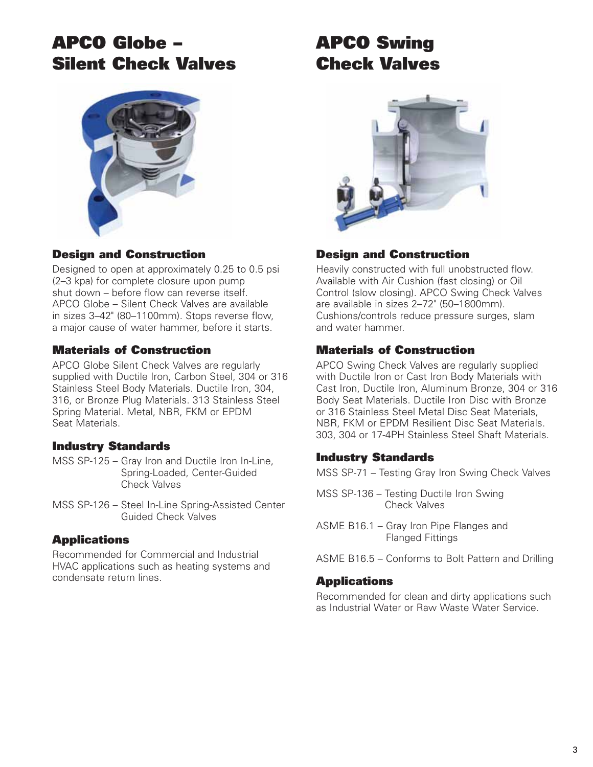# APCO Globe – Silent Check Valves

## Design and Construction

Designed to open at approximately 0.25 to 0.5 psi (2–3 kpa) for complete closure upon pump shut down – before flow can reverse itself. APCO Globe – Silent Check Valves are available in sizes 3–42" (80–1100mm). Stops reverse flow, a major cause of water hammer, before it starts.

## Materials of Construction

APCO Globe Silent Check Valves are regularly supplied with Ductile Iron, Carbon Steel, 304 or 316 Stainless Steel Body Materials. Ductile Iron, 304, 316, or Bronze Plug Materials. 313 Stainless Steel Spring Material. Metal, NBR, FKM or EPDM Seat Materials.

## Industry Standards

MSS SP-125 – Gray Iron and Ductile Iron In-Line, Spring-Loaded, Center-Guided Check Valves

MSS SP-126 – Steel In-Line Spring-Assisted Center Guided Check Valves

## Applications

Recommended for Commercial and Industrial HVAC applications such as heating systems and condensate return lines.

# APCO Swing Check Valves

## Design and Construction

Heavily constructed with full unobstructed flow. Available with Air Cushion (fast closing) or Oil Control (slow closing). APCO Swing Check Valves are available in sizes 2–72" (50–1800mm). Cushions/controls reduce pressure surges, slam and water hammer.

## Materials of Construction

APCO Swing Check Valves are regularly supplied with Ductile Iron or Cast Iron Body Materials with Cast Iron, Ductile Iron, Aluminum Bronze, 304 or 316 Body Seat Materials. Ductile Iron Disc with Bronze or 316 Stainless Steel Metal Disc Seat Materials, NBR, FKM or EPDM Resilient Disc Seat Materials. 303, 304 or 17-4PH Stainless Steel Shaft Materials.

## Industry Standards

MSS SP-71 – Testing Gray Iron Swing Check Valves

MSS SP-136 – Testing Ductile Iron Swing Check Valves

ASME B16.1 – Gray Iron Pipe Flanges and Flanged Fittings

ASME B16.5 – Conforms to Bolt Pattern and Drilling

## Applications

Recommended for clean and dirty applications such as Industrial Water or Raw Waste Water Service.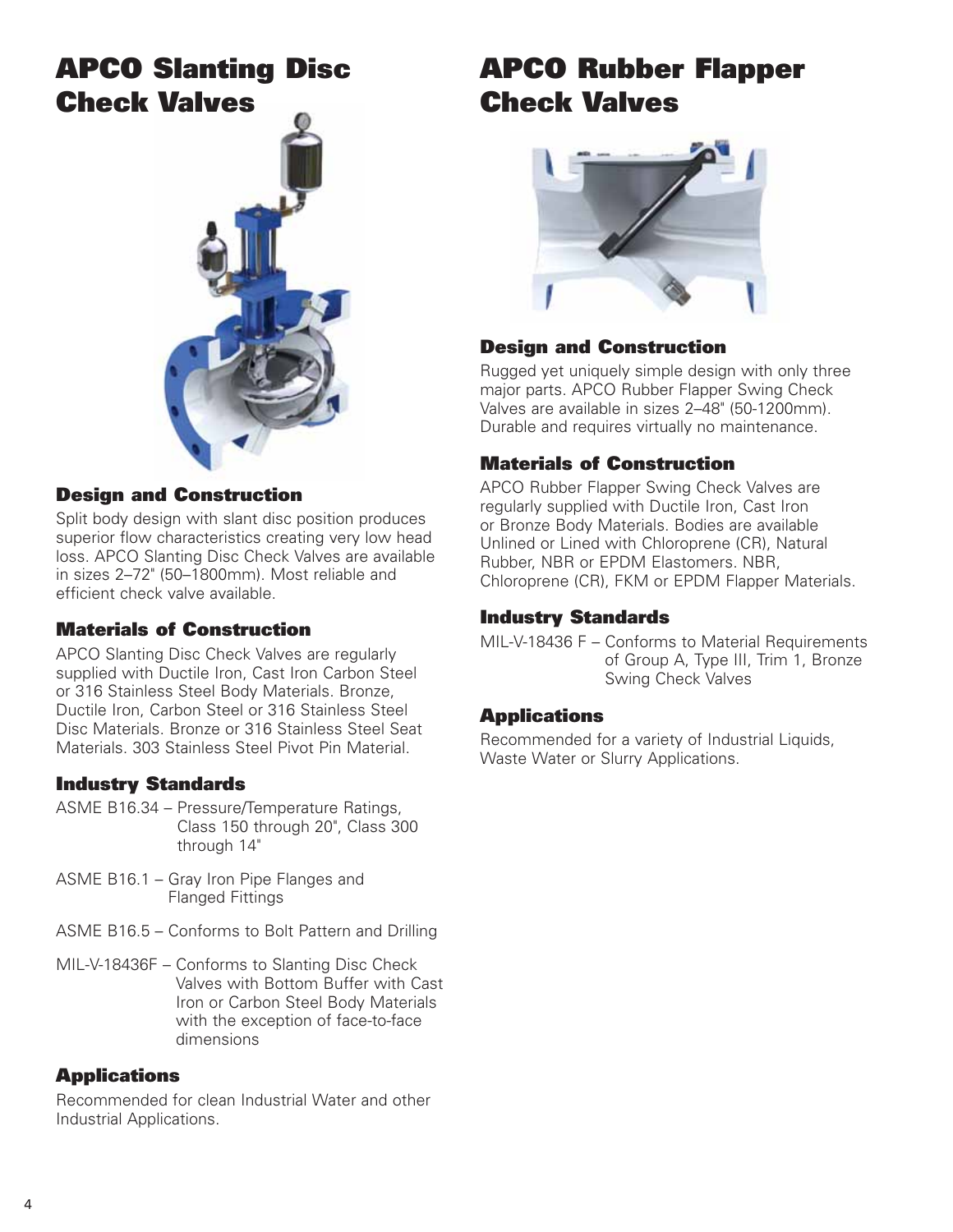# APCO Slanting Disc Check Valves

## Design and Construction

Split body design with slant disc position produces superior flow characteristics creating very low head loss. APCO Slanting Disc Check Valves are available in sizes 2–72" (50–1800mm). Most reliable and efficient check valve available.

## Materials of Construction

APCO Slanting Disc Check Valves are regularly supplied with Ductile Iron, Cast Iron Carbon Steel or 316 Stainless Steel Body Materials. Bronze, Ductile Iron, Carbon Steel or 316 Stainless Steel Disc Materials. Bronze or 316 Stainless Steel Seat Materials. 303 Stainless Steel Pivot Pin Material.

## Industry Standards

ASME B16.34 – Pressure/Temperature Ratings, Class 150 through 20", Class 300 through 14"

ASME B16.1 – Gray Iron Pipe Flanges and Flanged Fittings

ASME B16.5 – Conforms to Bolt Pattern and Drilling

MIL-V-18436F – Conforms to Slanting Disc Check Valves with Bottom Buffer with Cast Iron or Carbon Steel Body Materials with the exception of face-to-face dimensions

## Applications

Recommended for clean Industrial Water and other Industrial Applications.

# APCO Rubber Flapper Check Valves

## Design and Construction

Rugged yet uniquely simple design with only three major parts. APCO Rubber Flapper Swing Check Valves are available in sizes 2–48" (50-1200mm). Durable and requires virtually no maintenance.

## Materials of Construction

APCO Rubber Flapper Swing Check Valves are regularly supplied with Ductile Iron, Cast Iron or Bronze Body Materials. Bodies are available Unlined or Lined with Chloroprene (CR), Natural Rubber, NBR or EPDM Elastomers. NBR, Chloroprene (CR), FKM or EPDM Flapper Materials.

## Industry Standards

MIL-V-18436 F – Conforms to Material Requirements of Group A, Type III, Trim 1, Bronze Swing Check Valves

## Applications

Recommended for a variety of Industrial Liquids, Waste Water or Slurry Applications.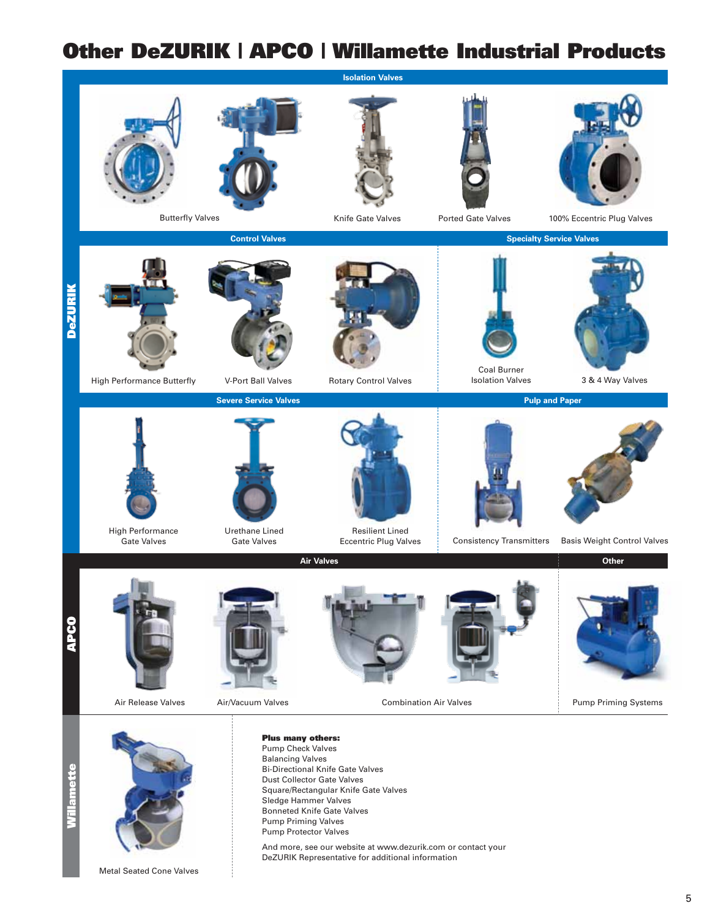# Other DeZURIK | APCO | Willamette Industrial Products

## DeZURIK

### Isolation Valves

Butterfly Valves

Knife Gate Valves

Ported Gate Valves

100% Eccentric Plug Valves

### Control Valves

High Performance Butterfly

V-Port Ball Valves

Rotary Control Valves

### Specialty Service Valves

Coal Burner Isolation Valves

3 & 4 Way Valves

### Severe Service Valves

High Performance Gate Valves

Urethane Lined Gate Valves

Resilient Lined Eccentric Plug Valves

### Pulp and Paper

Consistency Transmitters

Basis Weight Control Valves

## APCO

### Air Valves

Air Release Valves

Air/Vacuum Valves

Combination Air Valves

### Other

Pump Priming Systems

## Willamette

Metal Seated Cone Valves

**Plus many others:**

- Pump Check Valves
- Balancing Valves
- Bi-Directional Knife Gate Valves
- Dust Collector Gate Valves
- Square/Rectangular Knife Gate Valves
- Sledge Hammer Valves
- Bonneted Knife Gate Valves
- Pump Priming Valves
- Pump Protector Valves

And more, see our website at www.dezurik.com or contact your DeZURIK Representative for additional information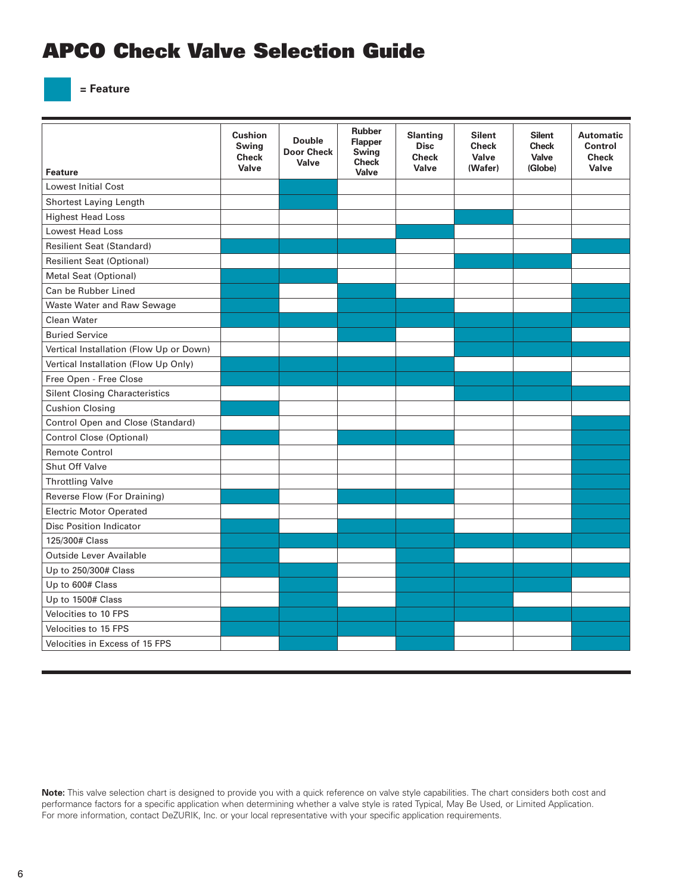# APCO Check Valve Selection Guide

■ = Feature

| Feature | Cushion Swing Check Valve | Double Door Check Valve | Rubber Flapper Swing Check Valve | Slanting Disc Check Valve | Silent Check Valve (Wafer) | Silent Check Valve (Globe) | Automatic Control Check Valve |
|---|---|---|---|---|---|---|---|
| Lowest Initial Cost | | ■ | | | | | |
| Shortest Laying Length | | ■ | | | | | |
| Highest Head Loss | | | | | ■ | | |
| Lowest Head Loss | | | | ■ | | | |
| Resilient Seat (Standard) | ■ | ■ | ■ | | | | ■ |
| Resilient Seat (Optional) | | | | | ■ | ■ | |
| Metal Seat (Optional) | ■ | ■ | | | | | |
| Can be Rubber Lined | ■ | | ■ | | | | ■ |
| Waste Water and Raw Sewage | ■ | | ■ | ■ | | | ■ |
| Clean Water | ■ | ■ | ■ | ■ | ■ | ■ | ■ |
| Buried Service | | | ■ | | ■ | ■ | |
| Vertical Installation (Flow Up or Down) | | | | | ■ | ■ | ■ |
| Vertical Installation (Flow Up Only) | ■ | ■ | ■ | ■ | | | |
| Free Open - Free Close | ■ | ■ | ■ | ■ | ■ | ■ | |
| Silent Closing Characteristics | | | | | ■ | ■ | ■ |
| Cushion Closing | ■ | | | | | | |
| Control Open and Close (Standard) | | | | | | | ■ |
| Control Close (Optional) | ■ | | ■ | ■ | | | ■ |
| Remote Control | | | | | | | ■ |
| Shut Off Valve | | | | | | | ■ |
| Throttling Valve | | | | | | | ■ |
| Reverse Flow (For Draining) | ■ | | ■ | ■ | | | ■ |
| Electric Motor Operated | | | | | | | ■ |
| Disc Position Indicator | ■ | | ■ | ■ | | | ■ |
| 125/300# Class | ■ | ■ | ■ | ■ | ■ | ■ | ■ |
| Outside Lever Available | ■ | | | ■ | | | |
| Up to 250/300# Class | ■ | ■ | | ■ | ■ | ■ | ■ |
| Up to 600# Class | | ■ | | ■ | ■ | ■ | |
| Up to 1500# Class | | ■ | | ■ | ■ | | |
| Velocities to 10 FPS | ■ | ■ | ■ | ■ | ■ | ■ | ■ |
| Velocities to 15 FPS | ■ | ■ | ■ | ■ | | | ■ |
| Velocities in Excess of 15 FPS | | ■ | | ■ | | | ■ |

**Note:** This valve selection chart is designed to provide you with a quick reference on valve style capabilities. The chart considers both cost and performance factors for a specific application when determining whether a valve style is rated Typical, May Be Used, or Limited Application. For more information, contact DeZURIK, Inc. or your local representative with your specific application requirements.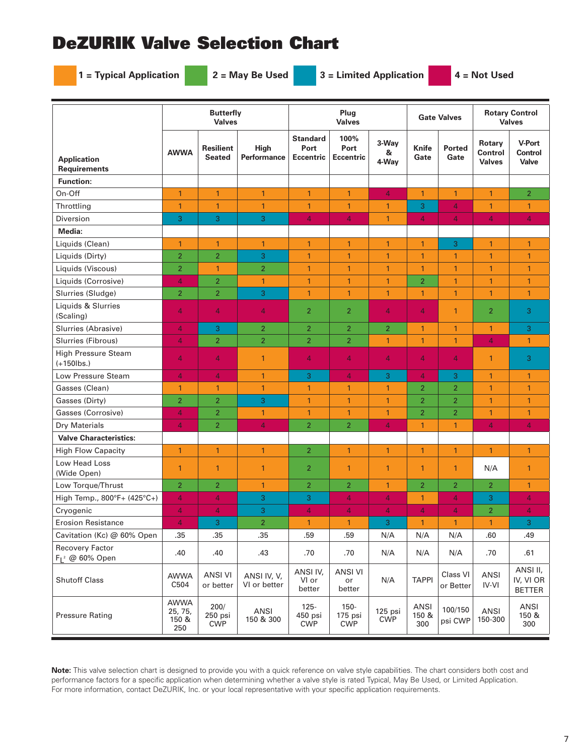# DeZURIK Valve Selection Chart

1 = Typical Application | 2 = May Be Used | 3 = Limited Application | 4 = Not Used

| Application Requirements | Butterfly Valves | | | Plug Valves | | | Gate Valves | | Rotary Control Valves | |
|---|---|---|---|---|---|---|---|---|---|---|
| | AWWA | Resilient Seated | High Performance | Standard Port Eccentric | 100% Port Eccentric | 3-Way & 4-Way | Knife Gate | Ported Gate | Rotary Control Valves | V-Port Control Valve |
| **Function:** | | | | | | | | | | |
| On-Off | 1 | 1 | 1 | 1 | 1 | 4 | 1 | 1 | 1 | 2 |
| Throttling | 1 | 1 | 1 | 1 | 1 | 1 | 3 | 4 | 1 | 1 |
| Diversion | 3 | 3 | 3 | 4 | 4 | 1 | 4 | 4 | 4 | 4 |
| **Media:** | | | | | | | | | | |
| Liquids (Clean) | 1 | 1 | 1 | 1 | 1 | 1 | 1 | 3 | 1 | 1 |
| Liquids (Dirty) | 2 | 2 | 3 | 1 | 1 | 1 | 1 | 1 | 1 | 1 |
| Liquids (Viscous) | 2 | 1 | 2 | 1 | 1 | 1 | 1 | 1 | 1 | 1 |
| Liquids (Corrosive) | 4 | 2 | 1 | 1 | 1 | 1 | 2 | 1 | 1 | 1 |
| Slurries (Sludge) | 2 | 2 | 3 | 1 | 1 | 1 | 1 | 1 | 1 | 1 |
| Liquids & Slurries (Scaling) | 4 | 4 | 4 | 2 | 2 | 4 | 4 | 1 | 2 | 3 |
| Slurries (Abrasive) | 4 | 3 | 2 | 2 | 2 | 2 | 1 | 1 | 1 | 3 |
| Slurries (Fibrous) | 4 | 2 | 2 | 2 | 2 | 1 | 1 | 1 | 4 | 1 |
| High Pressure Steam (+150lbs.) | 4 | 4 | 1 | 4 | 4 | 4 | 4 | 4 | 1 | 3 |
| Low Pressure Steam | 4 | 4 | 1 | 3 | 4 | 3 | 4 | 3 | 1 | 1 |
| Gasses (Clean) | 1 | 1 | 1 | 1 | 1 | 1 | 2 | 2 | 1 | 1 |
| Gasses (Dirty) | 2 | 2 | 3 | 1 | 1 | 1 | 2 | 2 | 1 | 1 |
| Gasses (Corrosive) | 4 | 2 | 1 | 1 | 1 | 1 | 2 | 2 | 1 | 1 |
| Dry Materials | 4 | 2 | 4 | 2 | 2 | 4 | 1 | 1 | 4 | 4 |
| **Valve Characteristics:** | | | | | | | | | | |
| High Flow Capacity | 1 | 1 | 1 | 2 | 1 | 1 | 1 | 1 | 1 | 1 |
| Low Head Loss (Wide Open) | 1 | 1 | 1 | 2 | 1 | 1 | 1 | 1 | N/A | 1 |
| Low Torque/Thrust | 2 | 2 | 1 | 2 | 2 | 1 | 2 | 2 | 2 | 1 |
| High Temp., 800°F+ (425°C+) | 4 | 4 | 3 | 3 | 4 | 4 | 1 | 4 | 3 | 4 |
| Cryogenic | 4 | 4 | 3 | 4 | 4 | 4 | 4 | 4 | 2 | 4 |
| Erosion Resistance | 4 | 3 | 2 | 1 | 1 | 3 | 1 | 1 | 1 | 3 |
| Cavitation (Kc) @ 60% Open | .35 | .35 | .35 | .59 | .59 | N/A | N/A | N/A | .60 | .49 |
| Recovery Factor $F_L^2$ @ 60% Open | .40 | .40 | .43 | .70 | .70 | N/A | N/A | N/A | .70 | .61 |
| Shutoff Class | AWWA C504 | ANSI VI or better | ANSI IV, V, VI or better | ANSI IV, VI or better | ANSI VI or better | N/A | TAPPI | Class VI or Better | ANSI IV-VI | ANSI II, IV, VI OR BETTER |
| Pressure Rating | AWWA 25, 75, 150 & 250 | 200/250 psi CWP | ANSI 150 & 300 | 125-450 psi CWP | 150-175 psi CWP | 125 psi CWP | ANSI 150 & 300 | 100/150 psi CWP | ANSI 150-300 | ANSI 150 & 300 |

**Note:** This valve selection chart is designed to provide you with a quick reference on valve style capabilities. The chart considers both cost and performance factors for a specific application when determining whether a valve style is rated Typical, May Be Used, or Limited Application. For more information, contact DeZURIK, Inc. or your local representative with your specific application requirements.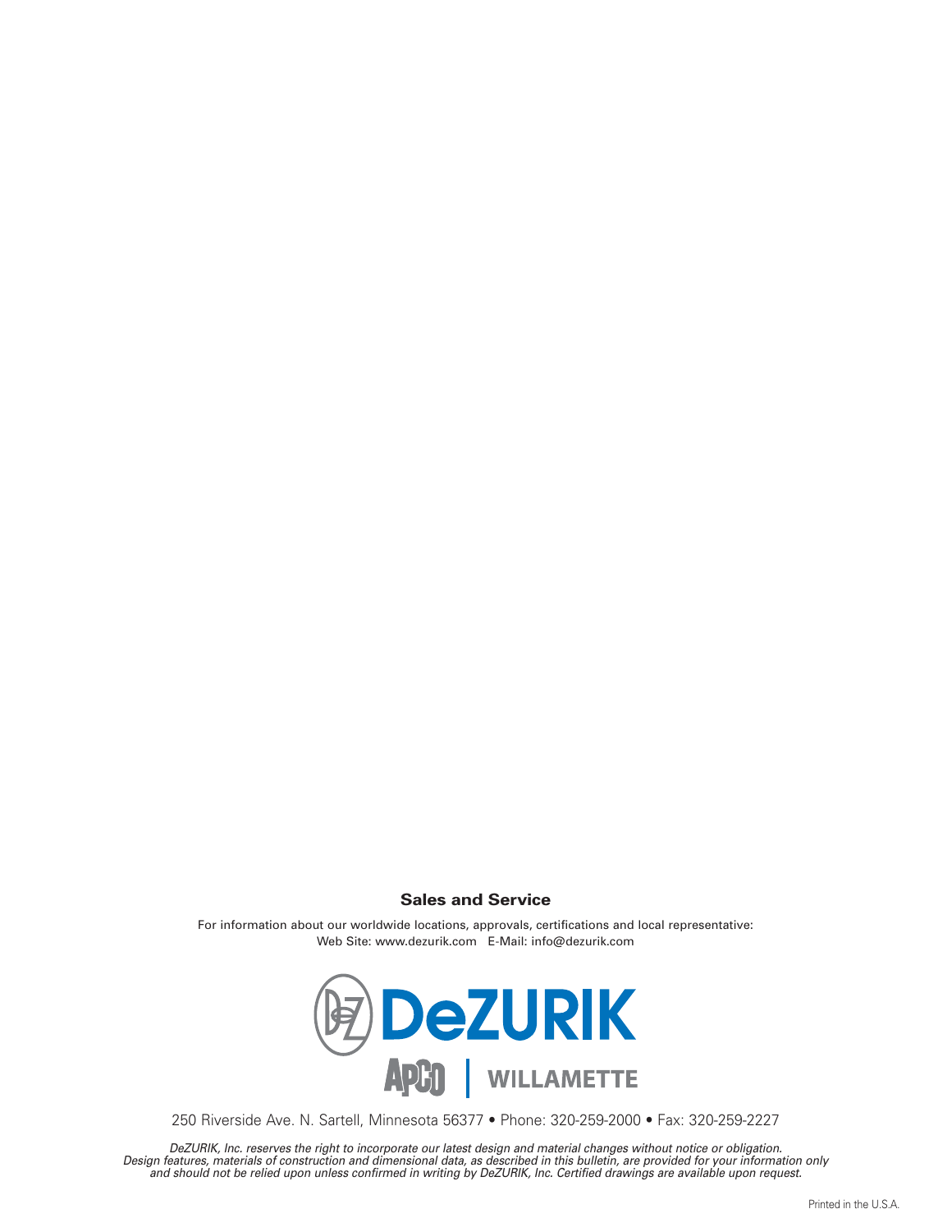**Sales and Service**

For information about our worldwide locations, approvals, certifications and local representative:
Web Site: www.dezurik.com E-Mail: info@dezurik.com

DeZURIK

APCO | WILLAMETTE

250 Riverside Ave. N. Sartell, Minnesota 56377 • Phone: 320-259-2000 • Fax: 320-259-2227

*DeZURIK, Inc. reserves the right to incorporate our latest design and material changes without notice or obligation. Design features, materials of construction and dimensional data, as described in this bulletin, are provided for your information only and should not be relied upon unless confirmed in writing by DeZURIK, Inc. Certified drawings are available upon request.*

Printed in the U.S.A.